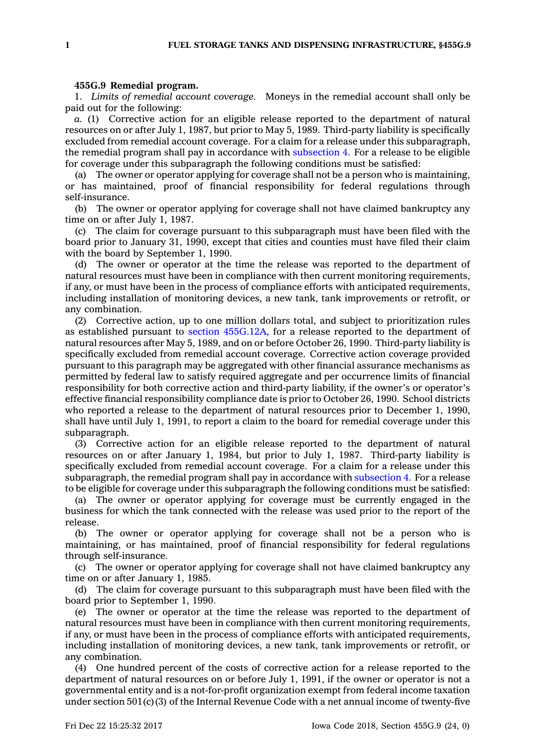**455G.9 Remedial program.**

1. *Limits of remedial account coverage.* Moneys in the remedial account shall only be paid out for the following:

*a.* (1) Corrective action for an eligible release reported to the department of natural resources on or after July 1, 1987, but prior to May 5, 1989. Third-party liability is specifically excluded from remedial account coverage. For a claim for a release under this subparagraph, the remedial program shall pay in accordance with subsection 4. For a release to be eligible for coverage under this subparagraph the following conditions must be satisfied:

(a) The owner or operator applying for coverage shall not be a person who is maintaining, or has maintained, proof of financial responsibility for federal regulations through self-insurance.

(b) The owner or operator applying for coverage shall not have claimed bankruptcy any time on or after July 1, 1987.

(c) The claim for coverage pursuant to this subparagraph must have been filed with the board prior to January 31, 1990, except that cities and counties must have filed their claim with the board by September 1, 1990.

(d) The owner or operator at the time the release was reported to the department of natural resources must have been in compliance with then current monitoring requirements, if any, or must have been in the process of compliance efforts with anticipated requirements, including installation of monitoring devices, a new tank, tank improvements or retrofit, or any combination.

(2) Corrective action, up to one million dollars total, and subject to prioritization rules as established pursuant to section 455G.12A, for a release reported to the department of natural resources after May 5, 1989, and on or before October 26, 1990. Third-party liability is specifically excluded from remedial account coverage. Corrective action coverage provided pursuant to this paragraph may be aggregated with other financial assurance mechanisms as permitted by federal law to satisfy required aggregate and per occurrence limits of financial responsibility for both corrective action and third-party liability, if the owner's or operator's effective financial responsibility compliance date is prior to October 26, 1990. School districts who reported a release to the department of natural resources prior to December 1, 1990, shall have until July 1, 1991, to report a claim to the board for remedial coverage under this subparagraph.

(3) Corrective action for an eligible release reported to the department of natural resources on or after January 1, 1984, but prior to July 1, 1987. Third-party liability is specifically excluded from remedial account coverage. For a claim for a release under this subparagraph, the remedial program shall pay in accordance with subsection 4. For a release to be eligible for coverage under this subparagraph the following conditions must be satisfied:

(a) The owner or operator applying for coverage must be currently engaged in the business for which the tank connected with the release was used prior to the report of the release.

(b) The owner or operator applying for coverage shall not be a person who is maintaining, or has maintained, proof of financial responsibility for federal regulations through self-insurance.

(c) The owner or operator applying for coverage shall not have claimed bankruptcy any time on or after January 1, 1985.

(d) The claim for coverage pursuant to this subparagraph must have been filed with the board prior to September 1, 1990.

(e) The owner or operator at the time the release was reported to the department of natural resources must have been in compliance with then current monitoring requirements, if any, or must have been in the process of compliance efforts with anticipated requirements, including installation of monitoring devices, a new tank, tank improvements or retrofit, or any combination.

(4) One hundred percent of the costs of corrective action for a release reported to the department of natural resources on or before July 1, 1991, if the owner or operator is not a governmental entity and is a not-for-profit organization exempt from federal income taxation under section 501(c)(3) of the Internal Revenue Code with a net annual income of twenty-five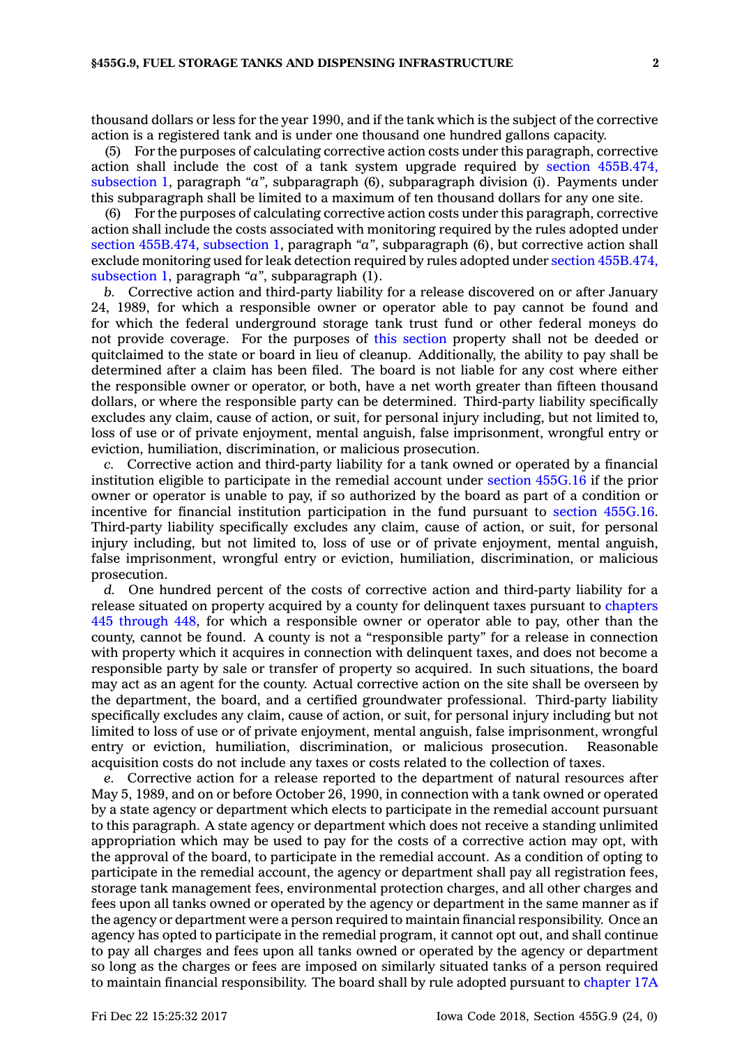thousand dollars or less for the year 1990, and if the tank which is the subject of the corrective action is a registered tank and is under one thousand one hundred gallons capacity.

(5) For the purposes of calculating corrective action costs under this paragraph, corrective action shall include the cost of a tank system upgrade required by section 455B.474, subsection 1, paragraph *"a"*, subparagraph (6), subparagraph division (i). Payments under this subparagraph shall be limited to a maximum of ten thousand dollars for any one site.

(6) For the purposes of calculating corrective action costs under this paragraph, corrective action shall include the costs associated with monitoring required by the rules adopted under section 455B.474, subsection 1, paragraph *"a"*, subparagraph (6), but corrective action shall exclude monitoring used for leak detection required by rules adopted under section 455B.474, subsection 1, paragraph *"a"*, subparagraph (1).

*b.* Corrective action and third-party liability for a release discovered on or after January 24, 1989, for which a responsible owner or operator able to pay cannot be found and for which the federal underground storage tank trust fund or other federal moneys do not provide coverage. For the purposes of this section property shall not be deeded or quitclaimed to the state or board in lieu of cleanup. Additionally, the ability to pay shall be determined after a claim has been filed. The board is not liable for any cost where either the responsible owner or operator, or both, have a net worth greater than fifteen thousand dollars, or where the responsible party can be determined. Third-party liability specifically excludes any claim, cause of action, or suit, for personal injury including, but not limited to, loss of use or of private enjoyment, mental anguish, false imprisonment, wrongful entry or eviction, humiliation, discrimination, or malicious prosecution.

*c.* Corrective action and third-party liability for a tank owned or operated by a financial institution eligible to participate in the remedial account under section 455G.16 if the prior owner or operator is unable to pay, if so authorized by the board as part of a condition or incentive for financial institution participation in the fund pursuant to section 455G.16. Third-party liability specifically excludes any claim, cause of action, or suit, for personal injury including, but not limited to, loss of use or of private enjoyment, mental anguish, false imprisonment, wrongful entry or eviction, humiliation, discrimination, or malicious prosecution.

*d.* One hundred percent of the costs of corrective action and third-party liability for a release situated on property acquired by a county for delinquent taxes pursuant to chapters 445 through 448, for which a responsible owner or operator able to pay, other than the county, cannot be found. A county is not a "responsible party" for a release in connection with property which it acquires in connection with delinquent taxes, and does not become a responsible party by sale or transfer of property so acquired. In such situations, the board may act as an agent for the county. Actual corrective action on the site shall be overseen by the department, the board, and a certified groundwater professional. Third-party liability specifically excludes any claim, cause of action, or suit, for personal injury including but not limited to loss of use or of private enjoyment, mental anguish, false imprisonment, wrongful entry or eviction, humiliation, discrimination, or malicious prosecution. Reasonable acquisition costs do not include any taxes or costs related to the collection of taxes.

*e.* Corrective action for a release reported to the department of natural resources after May 5, 1989, and on or before October 26, 1990, in connection with a tank owned or operated by a state agency or department which elects to participate in the remedial account pursuant to this paragraph. A state agency or department which does not receive a standing unlimited appropriation which may be used to pay for the costs of a corrective action may opt, with the approval of the board, to participate in the remedial account. As a condition of opting to participate in the remedial account, the agency or department shall pay all registration fees, storage tank management fees, environmental protection charges, and all other charges and fees upon all tanks owned or operated by the agency or department in the same manner as if the agency or department were a person required to maintain financial responsibility. Once an agency has opted to participate in the remedial program, it cannot opt out, and shall continue to pay all charges and fees upon all tanks owned or operated by the agency or department so long as the charges or fees are imposed on similarly situated tanks of a person required to maintain financial responsibility. The board shall by rule adopted pursuant to chapter 17A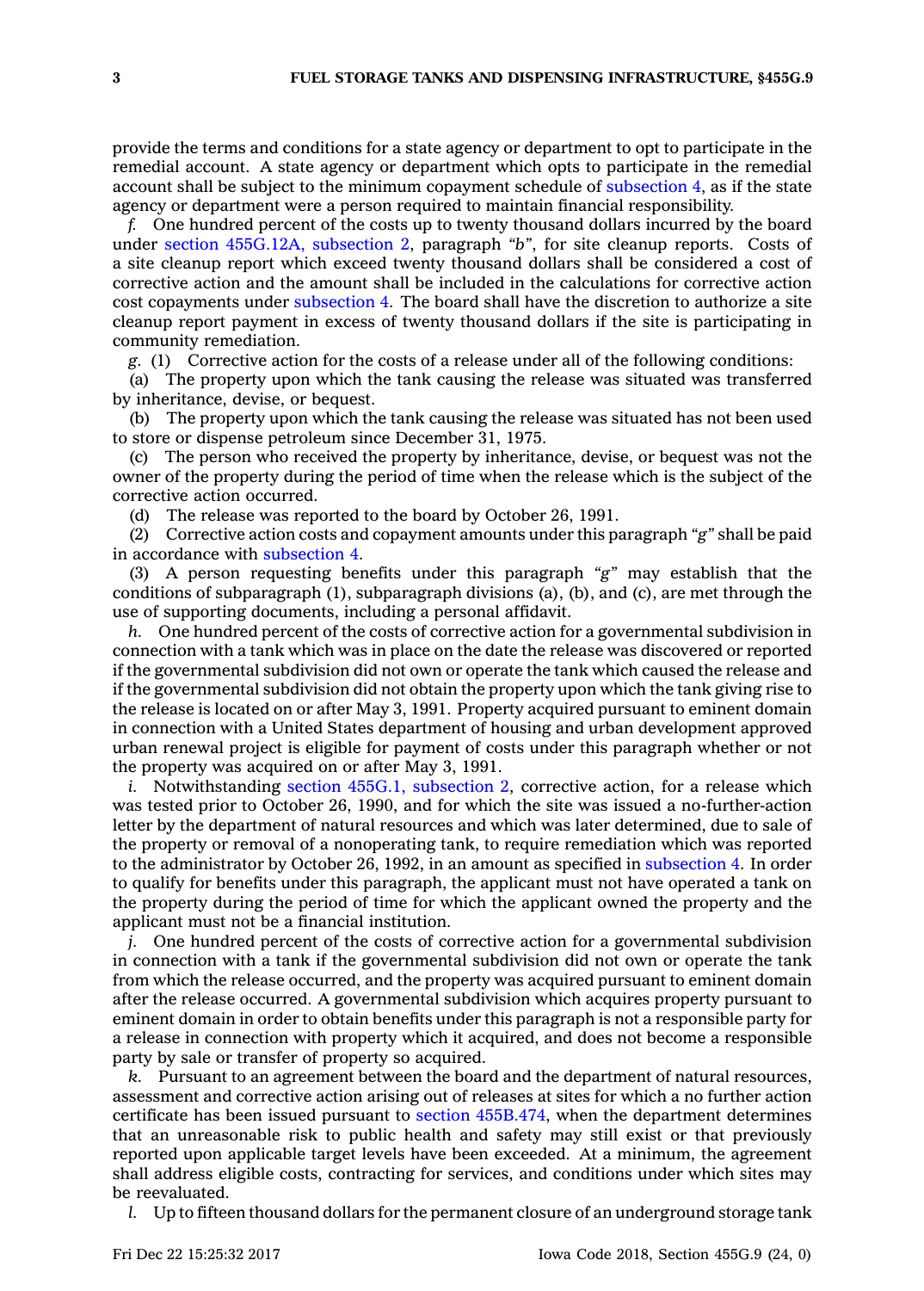provide the terms and conditions for a state agency or department to opt to participate in the remedial account. A state agency or department which opts to participate in the remedial account shall be subject to the minimum copayment schedule of subsection 4, as if the state agency or department were a person required to maintain financial responsibility.

*f.* One hundred percent of the costs up to twenty thousand dollars incurred by the board under section 455G.12A, subsection 2, paragraph *"b"*, for site cleanup reports. Costs of a site cleanup report which exceed twenty thousand dollars shall be considered a cost of corrective action and the amount shall be included in the calculations for corrective action cost copayments under subsection 4. The board shall have the discretion to authorize a site cleanup report payment in excess of twenty thousand dollars if the site is participating in community remediation.

*g.* (1) Corrective action for the costs of a release under all of the following conditions:

(a) The property upon which the tank causing the release was situated was transferred by inheritance, devise, or bequest.

(b) The property upon which the tank causing the release was situated has not been used to store or dispense petroleum since December 31, 1975.

(c) The person who received the property by inheritance, devise, or bequest was not the owner of the property during the period of time when the release which is the subject of the corrective action occurred.

(d) The release was reported to the board by October 26, 1991.

(2) Corrective action costs and copayment amounts under this paragraph *"g"* shall be paid in accordance with subsection 4.

(3) A person requesting benefits under this paragraph *"g"* may establish that the conditions of subparagraph (1), subparagraph divisions (a), (b), and (c), are met through the use of supporting documents, including a personal affidavit.

*h.* One hundred percent of the costs of corrective action for a governmental subdivision in connection with a tank which was in place on the date the release was discovered or reported if the governmental subdivision did not own or operate the tank which caused the release and if the governmental subdivision did not obtain the property upon which the tank giving rise to the release is located on or after May 3, 1991. Property acquired pursuant to eminent domain in connection with a United States department of housing and urban development approved urban renewal project is eligible for payment of costs under this paragraph whether or not the property was acquired on or after May 3, 1991.

*i.* Notwithstanding section 455G.1, subsection 2, corrective action, for a release which was tested prior to October 26, 1990, and for which the site was issued a no-further-action letter by the department of natural resources and which was later determined, due to sale of the property or removal of a nonoperating tank, to require remediation which was reported to the administrator by October 26, 1992, in an amount as specified in subsection 4. In order to qualify for benefits under this paragraph, the applicant must not have operated a tank on the property during the period of time for which the applicant owned the property and the applicant must not be a financial institution.

*j.* One hundred percent of the costs of corrective action for a governmental subdivision in connection with a tank if the governmental subdivision did not own or operate the tank from which the release occurred, and the property was acquired pursuant to eminent domain after the release occurred. A governmental subdivision which acquires property pursuant to eminent domain in order to obtain benefits under this paragraph is not a responsible party for a release in connection with property which it acquired, and does not become a responsible party by sale or transfer of property so acquired.

*k.* Pursuant to an agreement between the board and the department of natural resources, assessment and corrective action arising out of releases at sites for which a no further action certificate has been issued pursuant to section 455B.474, when the department determines that an unreasonable risk to public health and safety may still exist or that previously reported upon applicable target levels have been exceeded. At a minimum, the agreement shall address eligible costs, contracting for services, and conditions under which sites may be reevaluated.

*l.* Up to fifteen thousand dollars for the permanent closure of an underground storage tank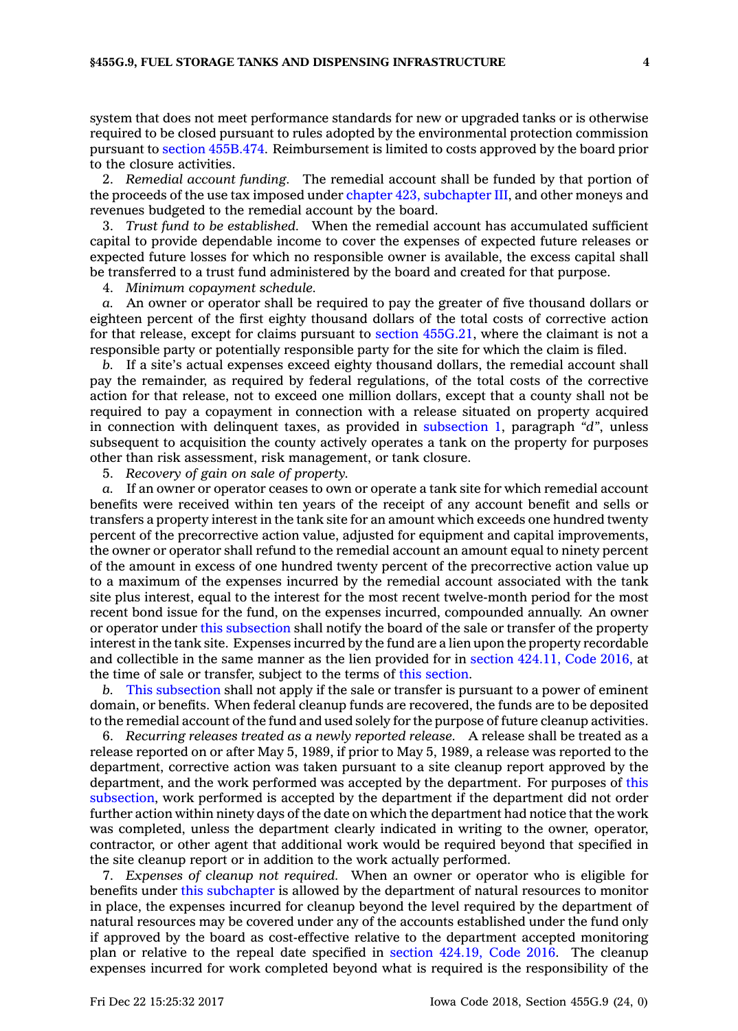system that does not meet performance standards for new or upgraded tanks or is otherwise required to be closed pursuant to rules adopted by the environmental protection commission pursuant to section 455B.474. Reimbursement is limited to costs approved by the board prior to the closure activities.

2. *Remedial account funding.* The remedial account shall be funded by that portion of the proceeds of the use tax imposed under chapter 423, subchapter III, and other moneys and revenues budgeted to the remedial account by the board.

3. *Trust fund to be established.* When the remedial account has accumulated sufficient capital to provide dependable income to cover the expenses of expected future releases or expected future losses for which no responsible owner is available, the excess capital shall be transferred to a trust fund administered by the board and created for that purpose.

4. *Minimum copayment schedule.*

*a.* An owner or operator shall be required to pay the greater of five thousand dollars or eighteen percent of the first eighty thousand dollars of the total costs of corrective action for that release, except for claims pursuant to section 455G.21, where the claimant is not a responsible party or potentially responsible party for the site for which the claim is filed.

*b.* If a site's actual expenses exceed eighty thousand dollars, the remedial account shall pay the remainder, as required by federal regulations, of the total costs of the corrective action for that release, not to exceed one million dollars, except that a county shall not be required to pay a copayment in connection with a release situated on property acquired in connection with delinquent taxes, as provided in subsection 1, paragraph *"d"*, unless subsequent to acquisition the county actively operates a tank on the property for purposes other than risk assessment, risk management, or tank closure.

5. *Recovery of gain on sale of property.*

*a.* If an owner or operator ceases to own or operate a tank site for which remedial account benefits were received within ten years of the receipt of any account benefit and sells or transfers a property interest in the tank site for an amount which exceeds one hundred twenty percent of the precorrective action value, adjusted for equipment and capital improvements, the owner or operator shall refund to the remedial account an amount equal to ninety percent of the amount in excess of one hundred twenty percent of the precorrective action value up to a maximum of the expenses incurred by the remedial account associated with the tank site plus interest, equal to the interest for the most recent twelve-month period for the most recent bond issue for the fund, on the expenses incurred, compounded annually. An owner or operator under this subsection shall notify the board of the sale or transfer of the property interest in the tank site. Expenses incurred by the fund are a lien upon the property recordable and collectible in the same manner as the lien provided for in section 424.11, Code 2016, at the time of sale or transfer, subject to the terms of this section.

*b.* This subsection shall not apply if the sale or transfer is pursuant to a power of eminent domain, or benefits. When federal cleanup funds are recovered, the funds are to be deposited to the remedial account of the fund and used solely for the purpose of future cleanup activities.

6. *Recurring releases treated as a newly reported release.* A release shall be treated as a release reported on or after May 5, 1989, if prior to May 5, 1989, a release was reported to the department, corrective action was taken pursuant to a site cleanup report approved by the department, and the work performed was accepted by the department. For purposes of this subsection, work performed is accepted by the department if the department did not order further action within ninety days of the date on which the department had notice that the work was completed, unless the department clearly indicated in writing to the owner, operator, contractor, or other agent that additional work would be required beyond that specified in the site cleanup report or in addition to the work actually performed.

7. *Expenses of cleanup not required.* When an owner or operator who is eligible for benefits under this subchapter is allowed by the department of natural resources to monitor in place, the expenses incurred for cleanup beyond the level required by the department of natural resources may be covered under any of the accounts established under the fund only if approved by the board as cost-effective relative to the department accepted monitoring plan or relative to the repeal date specified in section 424.19, Code 2016. The cleanup expenses incurred for work completed beyond what is required is the responsibility of the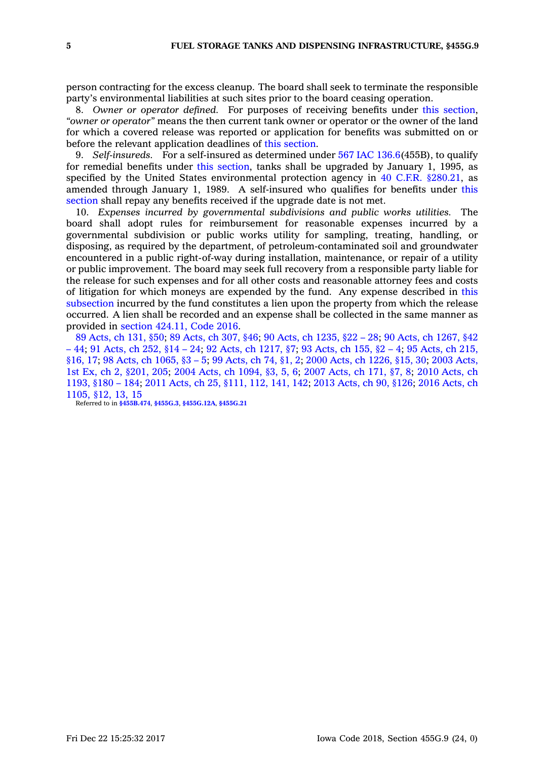person contracting for the excess cleanup. The board shall seek to terminate the responsible party's environmental liabilities at such sites prior to the board ceasing operation.

8. *Owner or operator defined.* For purposes of receiving benefits under this section, *"owner or operator"* means the then current tank owner or operator or the owner of the land for which a covered release was reported or application for benefits was submitted on or before the relevant application deadlines of this section.

9. *Self-insureds.* For a self-insured as determined under 567 IAC 136.6(455B), to qualify for remedial benefits under this section, tanks shall be upgraded by January 1, 1995, as specified by the United States environmental protection agency in 40 C.F.R. §280.21, as amended through January 1, 1989. A self-insured who qualifies for benefits under this section shall repay any benefits received if the upgrade date is not met.

10. *Expenses incurred by governmental subdivisions and public works utilities.* The board shall adopt rules for reimbursement for reasonable expenses incurred by a governmental subdivision or public works utility for sampling, treating, handling, or disposing, as required by the department, of petroleum-contaminated soil and groundwater encountered in a public right-of-way during installation, maintenance, or repair of a utility or public improvement. The board may seek full recovery from a responsible party liable for the release for such expenses and for all other costs and reasonable attorney fees and costs of litigation for which moneys are expended by the fund. Any expense described in this subsection incurred by the fund constitutes a lien upon the property from which the release occurred. A lien shall be recorded and an expense shall be collected in the same manner as provided in section 424.11, Code 2016.

89 Acts, ch 131, §50; 89 Acts, ch 307, §46; 90 Acts, ch 1235, §22 – 28; 90 Acts, ch 1267, §42 – 44; 91 Acts, ch 252, §14 – 24; 92 Acts, ch 1217, §7; 93 Acts, ch 155, §2 – 4; 95 Acts, ch 215, §16, 17; 98 Acts, ch 1065, §3 – 5; 99 Acts, ch 74, §1, 2; 2000 Acts, ch 1226, §15, 30; 2003 Acts, 1st Ex, ch 2, §201, 205; 2004 Acts, ch 1094, §3, 5, 6; 2007 Acts, ch 171, §7, 8; 2010 Acts, ch 1193, §180 – 184; 2011 Acts, ch 25, §111, 112, 141, 142; 2013 Acts, ch 90, §126; 2016 Acts, ch 1105, §12, 13, 15

Referred to in **§455B.474**, **§455G.3**, **§455G.12A**, **§455G.21**